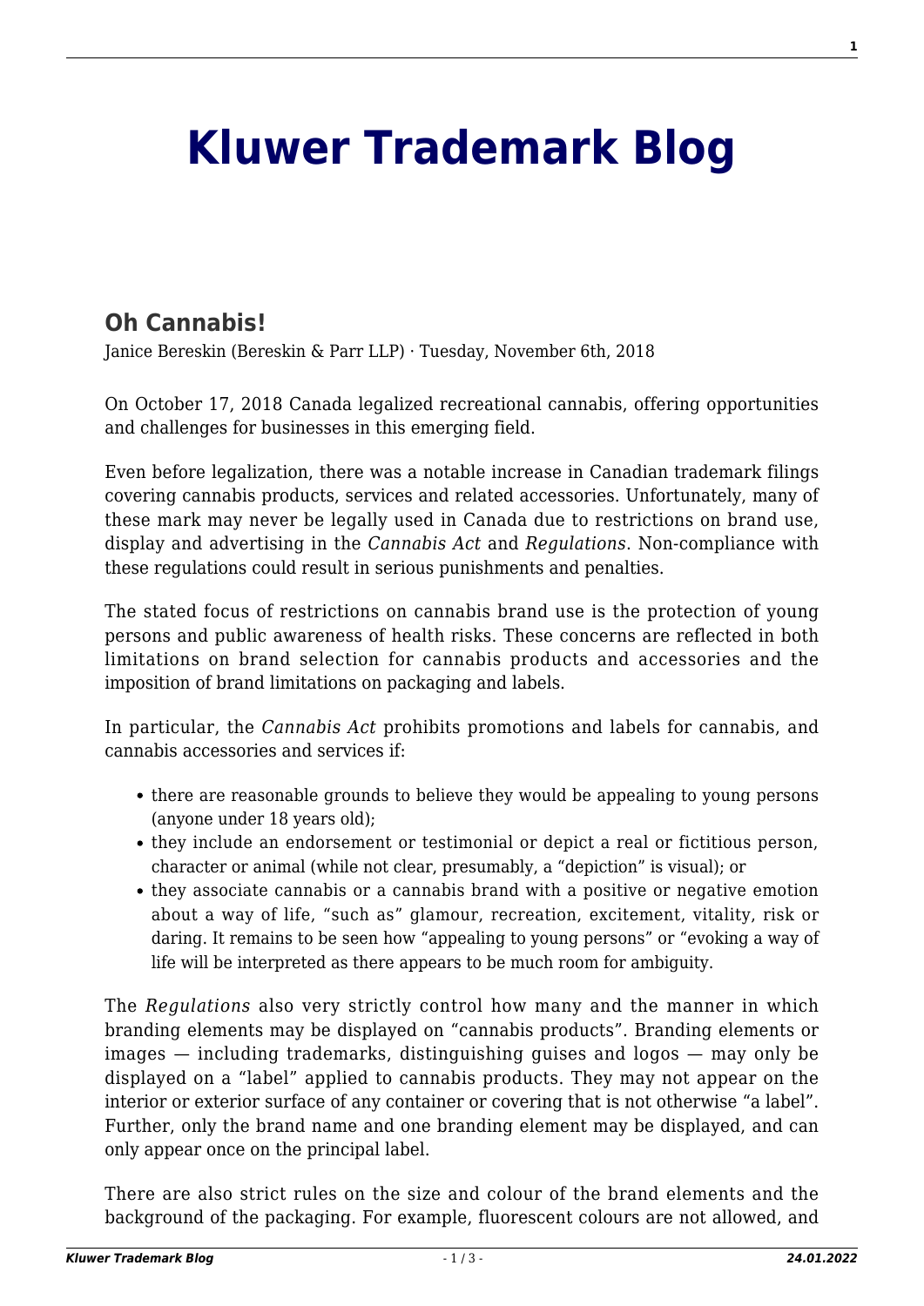# Kluwer Trademark Blog

## Oh Cannabis!

Janice Bereskin (Bereskin & Parr LLP) · Tuesday, November 6th, 2018

On October 17, 2018 Canada legalized recreational cannabis, offering opportunities and challenges for businesses in this emerging field.

Even before legalization, there was a notable increase in Canadian trademark filings covering cannabis products, services and related accessories. Unfortunately, many of these mark may never be legally used in Canada due to restrictions on brand use, display and advertising in the *Cannabis Act* and *Regulations*. Non-compliance with these regulations could result in serious punishments and penalties.

The stated focus of restrictions on cannabis brand use is the protection of young persons and public awareness of health risks. These concerns are reflected in both limitations on brand selection for cannabis products and accessories and the imposition of brand limitations on packaging and labels.

In particular, the *Cannabis Act* prohibits promotions and labels for cannabis, and cannabis accessories and services if:

- there are reasonable grounds to believe they would be appealing to young persons (anyone under 18 years old);
- they include an endorsement or testimonial or depict a real or fictitious person, character or animal (while not clear, presumably, a "depiction" is visual); or
- they associate cannabis or a cannabis brand with a positive or negative emotion about a way of life, "such as" glamour, recreation, excitement, vitality, risk or daring. It remains to be seen how "appealing to young persons" or "evoking a way of life will be interpreted as there appears to be much room for ambiguity.

The *Regulations* also very strictly control how many and the manner in which branding elements may be displayed on "cannabis products". Branding elements or images — including trademarks, distinguishing guises and logos — may only be displayed on a "label" applied to cannabis products. They may not appear on the interior or exterior surface of any container or covering that is not otherwise "a label". Further, only the brand name and one branding element may be displayed, and can only appear once on the principal label.

There are also strict rules on the size and colour of the brand elements and the background of the packaging. For example, fluorescent colours are not allowed, and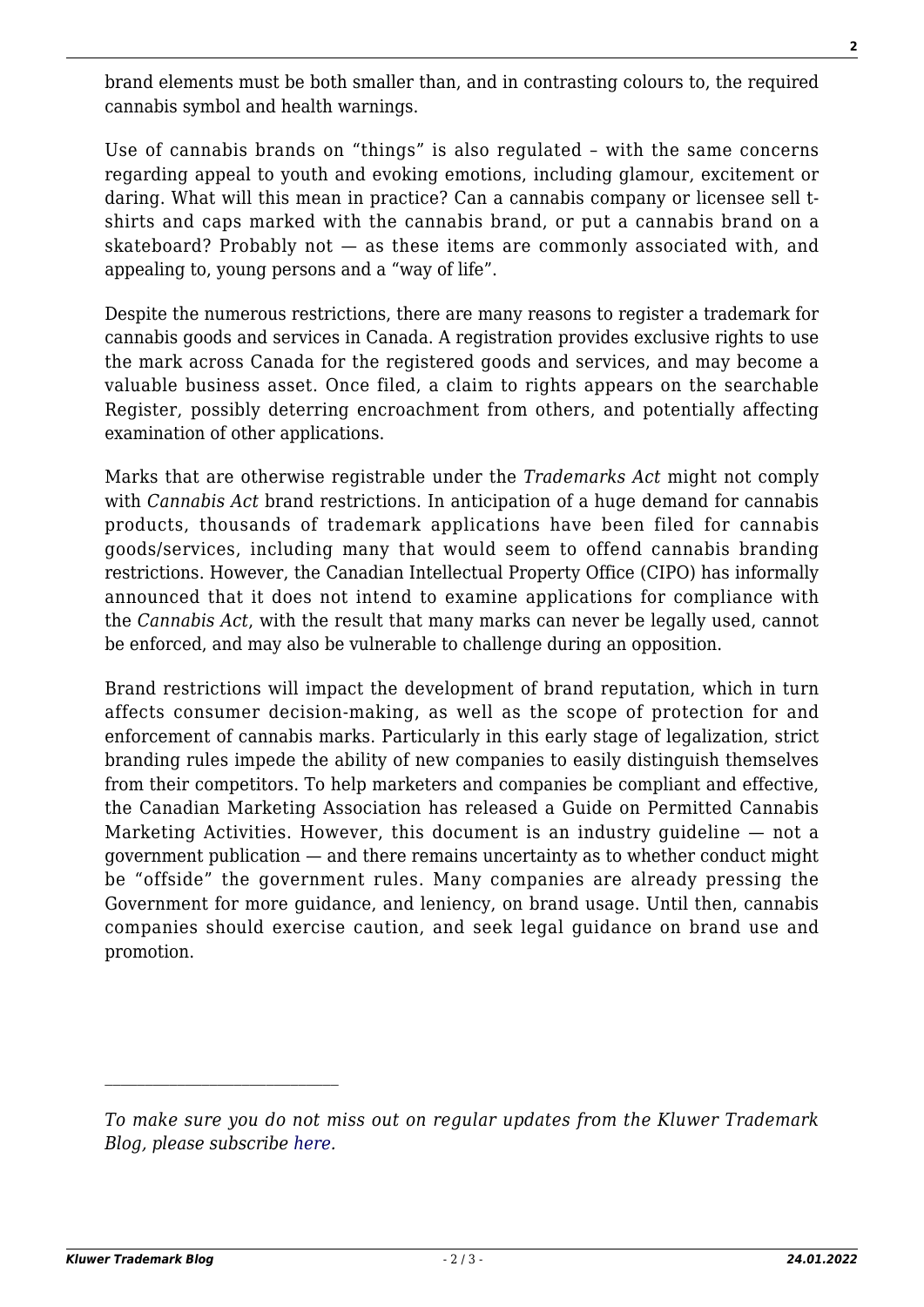brand elements must be both smaller than, and in contrasting colours to, the required cannabis symbol and health warnings.

Use of cannabis brands on "things" is also regulated – with the same concerns regarding appeal to youth and evoking emotions, including glamour, excitement or daring. What will this mean in practice? Can a cannabis company or licensee sell t-shirts and caps marked with the cannabis brand, or put a cannabis brand on a skateboard? Probably not — as these items are commonly associated with, and appealing to, young persons and a "way of life".

Despite the numerous restrictions, there are many reasons to register a trademark for cannabis goods and services in Canada. A registration provides exclusive rights to use the mark across Canada for the registered goods and services, and may become a valuable business asset. Once filed, a claim to rights appears on the searchable Register, possibly deterring encroachment from others, and potentially affecting examination of other applications.

Marks that are otherwise registrable under the *Trademarks Act* might not comply with *Cannabis Act* brand restrictions. In anticipation of a huge demand for cannabis products, thousands of trademark applications have been filed for cannabis goods/services, including many that would seem to offend cannabis branding restrictions. However, the Canadian Intellectual Property Office (CIPO) has informally announced that it does not intend to examine applications for compliance with the *Cannabis Act*, with the result that many marks can never be legally used, cannot be enforced, and may also be vulnerable to challenge during an opposition.

Brand restrictions will impact the development of brand reputation, which in turn affects consumer decision-making, as well as the scope of protection for and enforcement of cannabis marks. Particularly in this early stage of legalization, strict branding rules impede the ability of new companies to easily distinguish themselves from their competitors. To help marketers and companies be compliant and effective, the Canadian Marketing Association has released a Guide on Permitted Cannabis Marketing Activities. However, this document is an industry guideline — not a government publication — and there remains uncertainty as to whether conduct might be "offside" the government rules. Many companies are already pressing the Government for more guidance, and leniency, on brand usage. Until then, cannabis companies should exercise caution, and seek legal guidance on brand use and promotion.

---

*To make sure you do not miss out on regular updates from the Kluwer Trademark Blog, please subscribe here.*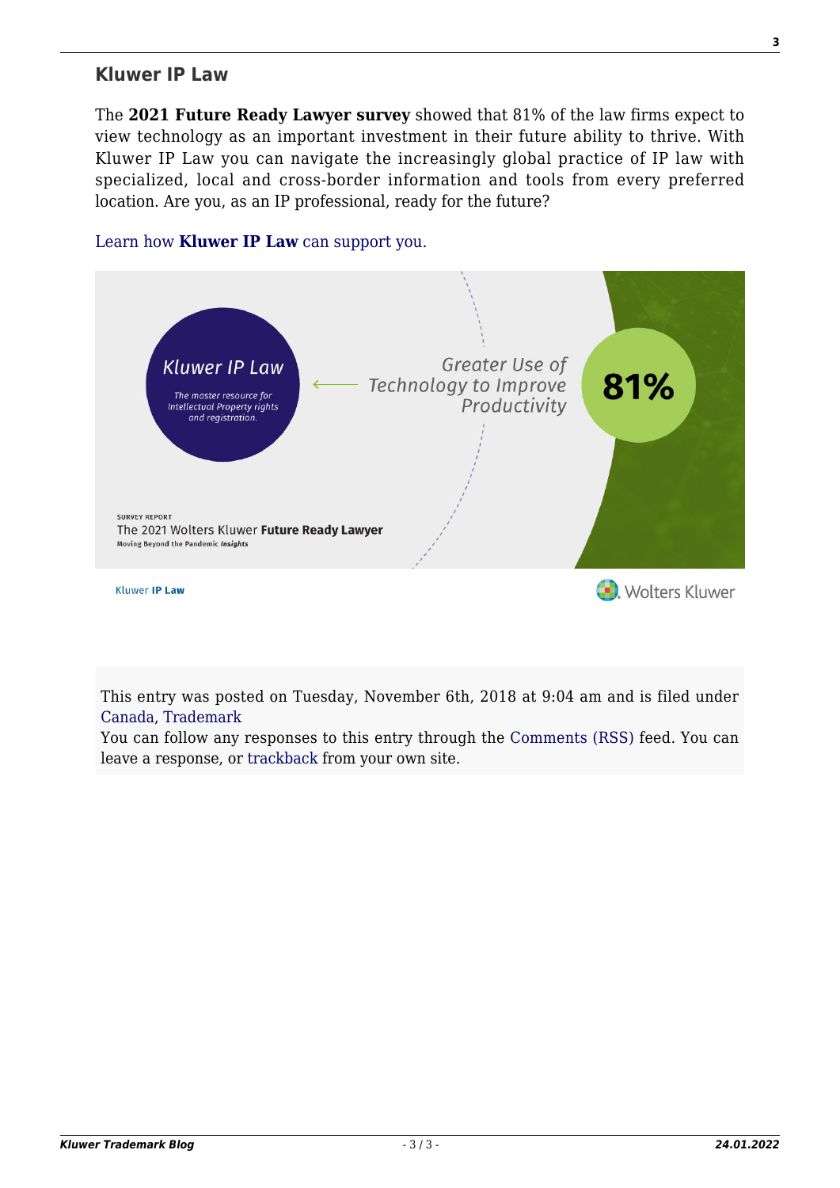## Kluwer IP Law

The **2021 Future Ready Lawyer survey** showed that 81% of the law firms expect to view technology as an important investment in their future ability to thrive. With Kluwer IP Law you can navigate the increasingly global practice of IP law with specialized, local and cross-border information and tools from every preferred location. Are you, as an IP professional, ready for the future?

Learn how **Kluwer IP Law** can support you.

Kluwer IP Law

The master resource for Intellectual Property rights and registration.

Greater Use of Technology to Improve Productivity

81%

SURVEY REPORT

The 2021 Wolters Kluwer **Future Ready Lawyer**

Moving Beyond the Pandemic *Insights*

Kluwer **IP Law**

Wolters Kluwer

This entry was posted on Tuesday, November 6th, 2018 at 9:04 am and is filed under Canada, Trademark

You can follow any responses to this entry through the Comments (RSS) feed. You can leave a response, or trackback from your own site.